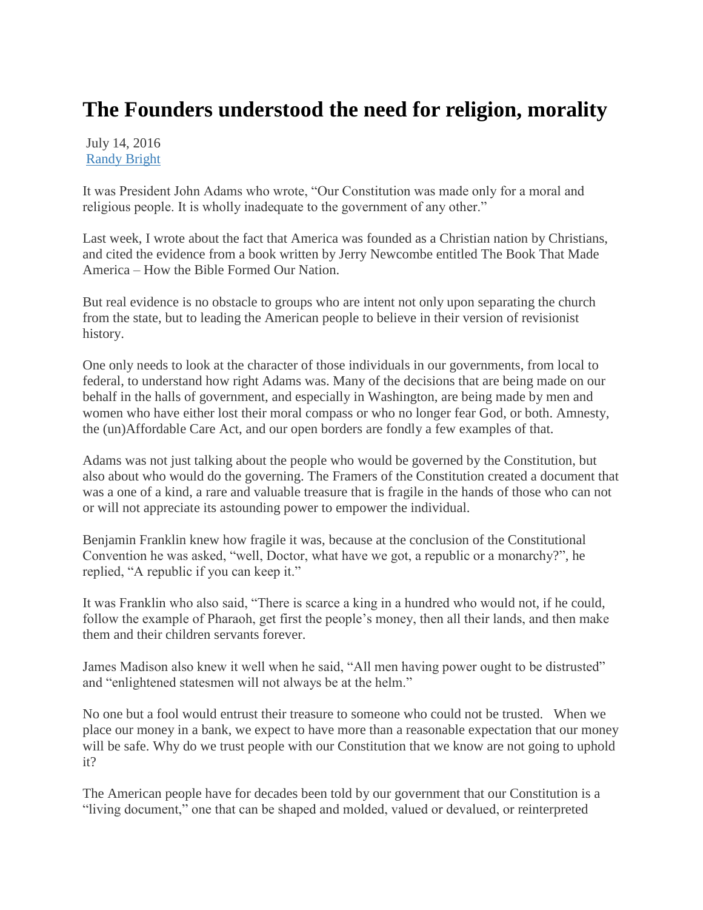# The Founders understood the need for religion, morality

July 14, 2016
[Randy Bright]

It was President John Adams who wrote, “Our Constitution was made only for a moral and religious people. It is wholly inadequate to the government of any other.”

Last week, I wrote about the fact that America was founded as a Christian nation by Christians, and cited the evidence from a book written by Jerry Newcombe entitled The Book That Made America – How the Bible Formed Our Nation.

But real evidence is no obstacle to groups who are intent not only upon separating the church from the state, but to leading the American people to believe in their version of revisionist history.

One only needs to look at the character of those individuals in our governments, from local to federal, to understand how right Adams was. Many of the decisions that are being made on our behalf in the halls of government, and especially in Washington, are being made by men and women who have either lost their moral compass or who no longer fear God, or both. Amnesty, the (un)Affordable Care Act, and our open borders are fondly a few examples of that.

Adams was not just talking about the people who would be governed by the Constitution, but also about who would do the governing. The Framers of the Constitution created a document that was a one of a kind, a rare and valuable treasure that is fragile in the hands of those who can not or will not appreciate its astounding power to empower the individual.

Benjamin Franklin knew how fragile it was, because at the conclusion of the Constitutional Convention he was asked, “well, Doctor, what have we got, a republic or a monarchy?”, he replied, “A republic if you can keep it.”

It was Franklin who also said, “There is scarce a king in a hundred who would not, if he could, follow the example of Pharaoh, get first the people’s money, then all their lands, and then make them and their children servants forever.

James Madison also knew it well when he said, “All men having power ought to be distrusted” and “enlightened statesmen will not always be at the helm.”

No one but a fool would entrust their treasure to someone who could not be trusted. When we place our money in a bank, we expect to have more than a reasonable expectation that our money will be safe. Why do we trust people with our Constitution that we know are not going to uphold it?

The American people have for decades been told by our government that our Constitution is a “living document,” one that can be shaped and molded, valued or devalued, or reinterpreted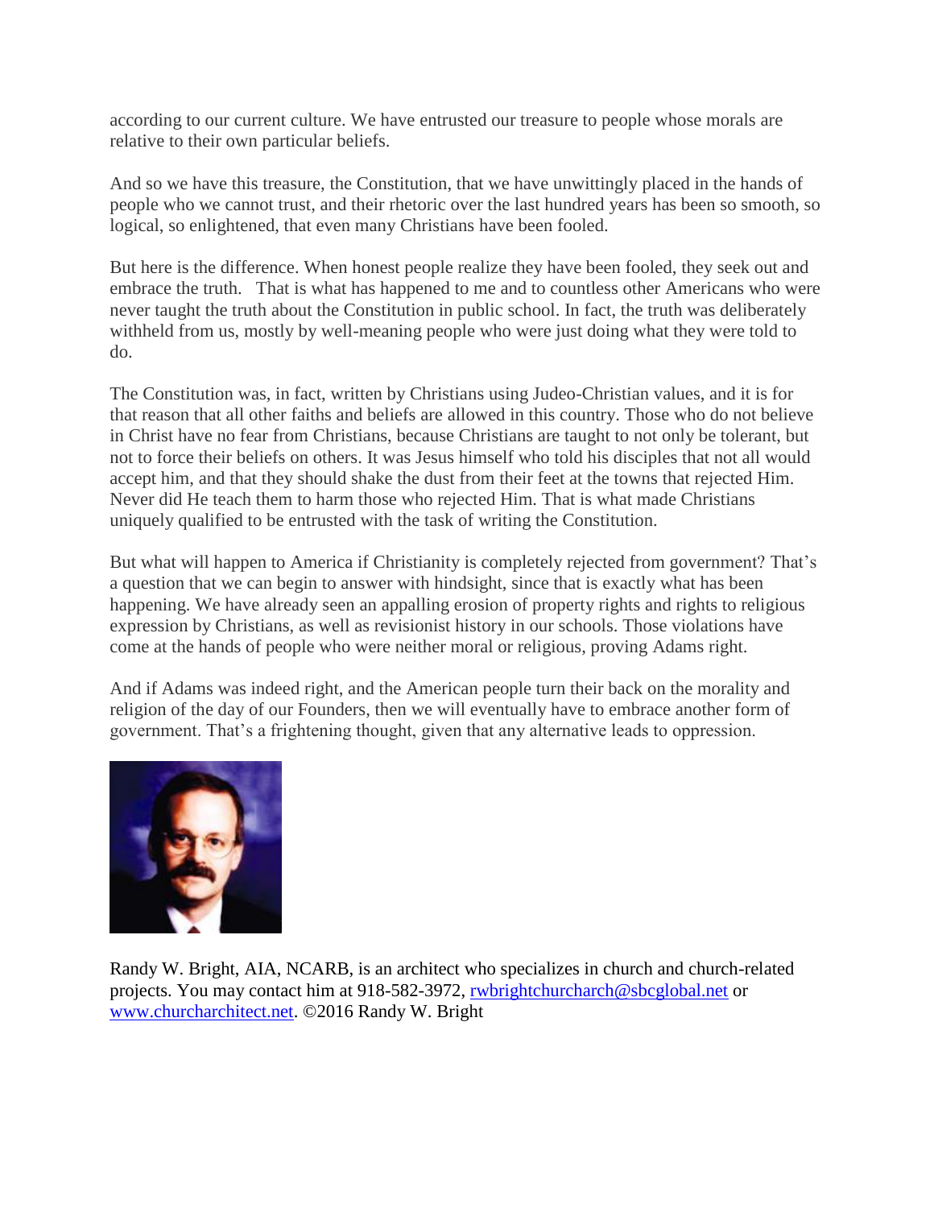according to our current culture. We have entrusted our treasure to people whose morals are relative to their own particular beliefs.

And so we have this treasure, the Constitution, that we have unwittingly placed in the hands of people who we cannot trust, and their rhetoric over the last hundred years has been so smooth, so logical, so enlightened, that even many Christians have been fooled.

But here is the difference. When honest people realize they have been fooled, they seek out and embrace the truth. That is what has happened to me and to countless other Americans who were never taught the truth about the Constitution in public school. In fact, the truth was deliberately withheld from us, mostly by well-meaning people who were just doing what they were told to do.

The Constitution was, in fact, written by Christians using Judeo-Christian values, and it is for that reason that all other faiths and beliefs are allowed in this country. Those who do not believe in Christ have no fear from Christians, because Christians are taught to not only be tolerant, but not to force their beliefs on others. It was Jesus himself who told his disciples that not all would accept him, and that they should shake the dust from their feet at the towns that rejected Him. Never did He teach them to harm those who rejected Him. That is what made Christians uniquely qualified to be entrusted with the task of writing the Constitution.

But what will happen to America if Christianity is completely rejected from government? That's a question that we can begin to answer with hindsight, since that is exactly what has been happening. We have already seen an appalling erosion of property rights and rights to religious expression by Christians, as well as revisionist history in our schools. Those violations have come at the hands of people who were neither moral or religious, proving Adams right.

And if Adams was indeed right, and the American people turn their back on the morality and religion of the day of our Founders, then we will eventually have to embrace another form of government. That's a frightening thought, given that any alternative leads to oppression.

Randy W. Bright, AIA, NCARB, is an architect who specializes in church and church-related projects. You may contact him at 918-582-3972, rwbrightchurcharch@sbcglobal.net or www.churcharchitect.net. ©2016 Randy W. Bright